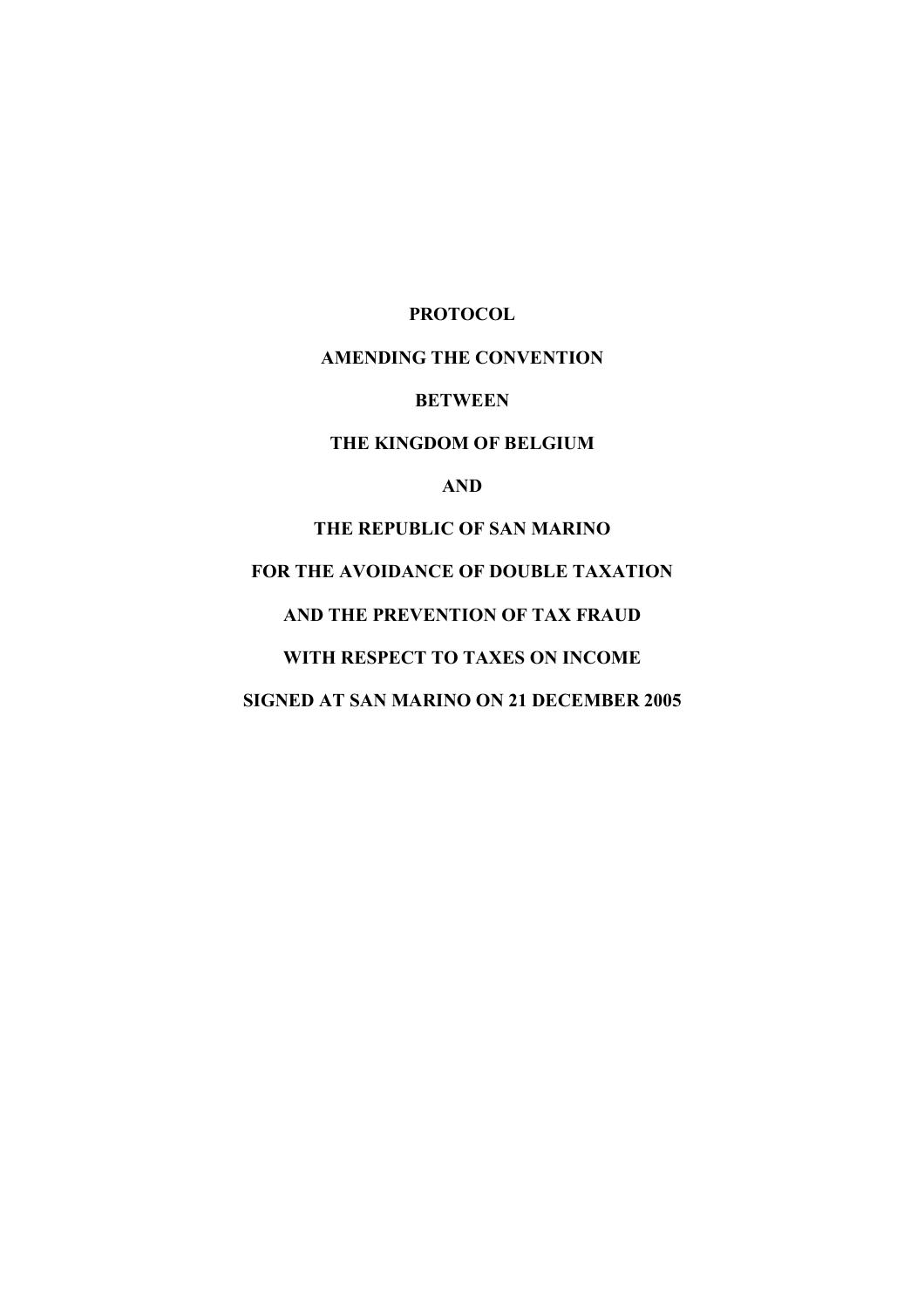**PROTOCOL**

**AMENDING THE CONVENTION**

**BETWEEN**

**THE KINGDOM OF BELGIUM**

**AND**

**THE REPUBLIC OF SAN MARINO**

**FOR THE AVOIDANCE OF DOUBLE TAXATION**

**AND THE PREVENTION OF TAX FRAUD**

**WITH RESPECT TO TAXES ON INCOME**

**SIGNED AT SAN MARINO ON 21 DECEMBER 2005**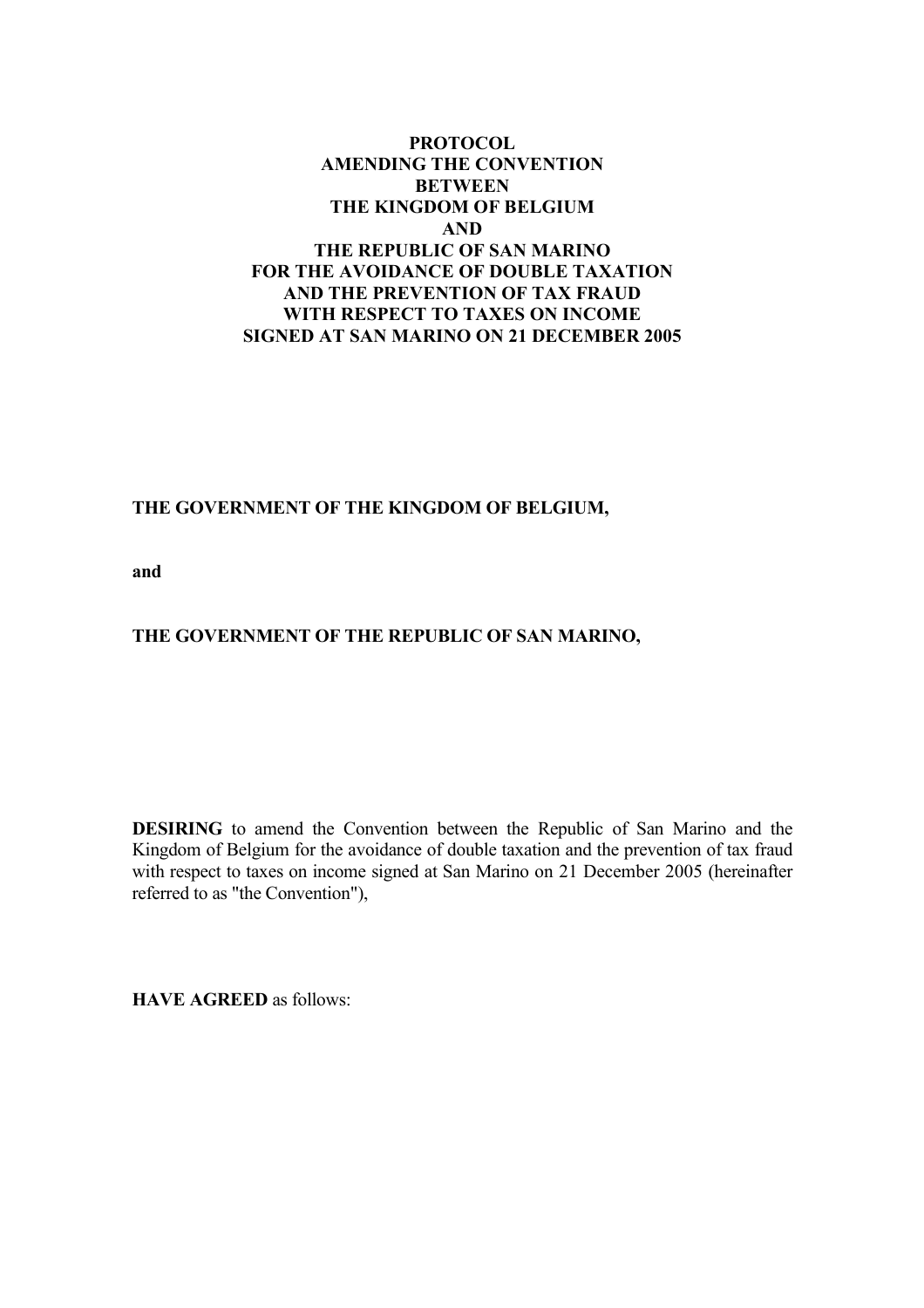# PROTOCOL AMENDING THE CONVENTION BETWEEN THE KINGDOM OF BELGIUM AND THE REPUBLIC OF SAN MARINO FOR THE AVOIDANCE OF DOUBLE TAXATION AND THE PREVENTION OF TAX FRAUD WITH RESPECT TO TAXES ON INCOME SIGNED AT SAN MARINO ON 21 DECEMBER 2005

**THE GOVERNMENT OF THE KINGDOM OF BELGIUM,**

**and**

**THE GOVERNMENT OF THE REPUBLIC OF SAN MARINO,**

**DESIRING** to amend the Convention between the Republic of San Marino and the Kingdom of Belgium for the avoidance of double taxation and the prevention of tax fraud with respect to taxes on income signed at San Marino on 21 December 2005 (hereinafter referred to as "the Convention"),

**HAVE AGREED** as follows: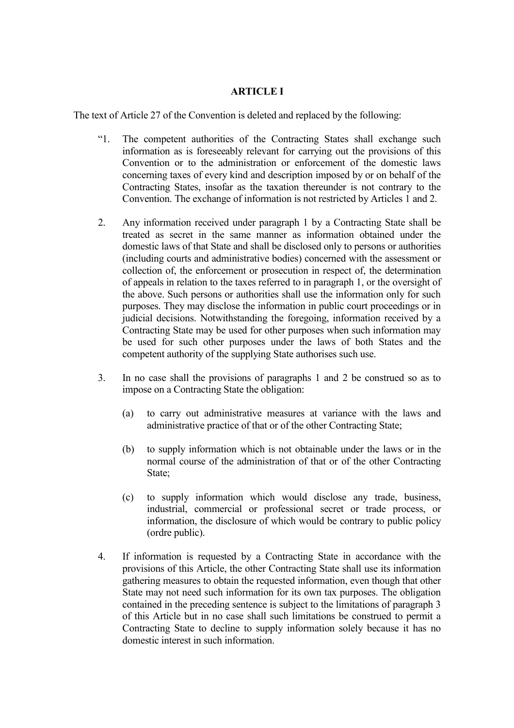## ARTICLE I

The text of Article 27 of the Convention is deleted and replaced by the following:

"1. The competent authorities of the Contracting States shall exchange such information as is foreseeably relevant for carrying out the provisions of this Convention or to the administration or enforcement of the domestic laws concerning taxes of every kind and description imposed by or on behalf of the Contracting States, insofar as the taxation thereunder is not contrary to the Convention. The exchange of information is not restricted by Articles 1 and 2.

2. Any information received under paragraph 1 by a Contracting State shall be treated as secret in the same manner as information obtained under the domestic laws of that State and shall be disclosed only to persons or authorities (including courts and administrative bodies) concerned with the assessment or collection of, the enforcement or prosecution in respect of, the determination of appeals in relation to the taxes referred to in paragraph 1, or the oversight of the above. Such persons or authorities shall use the information only for such purposes. They may disclose the information in public court proceedings or in judicial decisions. Notwithstanding the foregoing, information received by a Contracting State may be used for other purposes when such information may be used for such other purposes under the laws of both States and the competent authority of the supplying State authorises such use.

3. In no case shall the provisions of paragraphs 1 and 2 be construed so as to impose on a Contracting State the obligation:

   (a) to carry out administrative measures at variance with the laws and administrative practice of that or of the other Contracting State;

   (b) to supply information which is not obtainable under the laws or in the normal course of the administration of that or of the other Contracting State;

   (c) to supply information which would disclose any trade, business, industrial, commercial or professional secret or trade process, or information, the disclosure of which would be contrary to public policy (ordre public).

4. If information is requested by a Contracting State in accordance with the provisions of this Article, the other Contracting State shall use its information gathering measures to obtain the requested information, even though that other State may not need such information for its own tax purposes. The obligation contained in the preceding sentence is subject to the limitations of paragraph 3 of this Article but in no case shall such limitations be construed to permit a Contracting State to decline to supply information solely because it has no domestic interest in such information.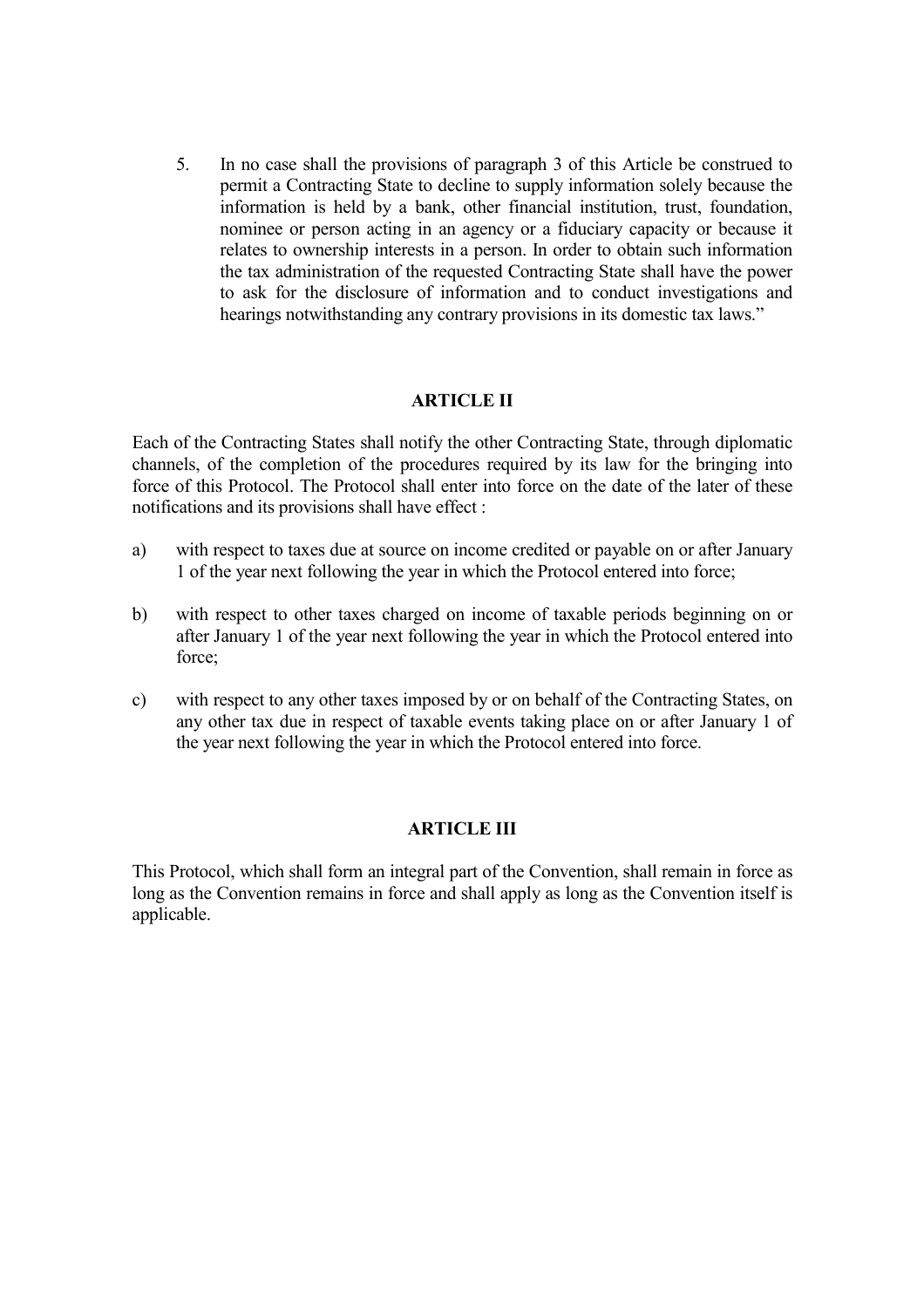5. In no case shall the provisions of paragraph 3 of this Article be construed to permit a Contracting State to decline to supply information solely because the information is held by a bank, other financial institution, trust, foundation, nominee or person acting in an agency or a fiduciary capacity or because it relates to ownership interests in a person. In order to obtain such information the tax administration of the requested Contracting State shall have the power to ask for the disclosure of information and to conduct investigations and hearings notwithstanding any contrary provisions in its domestic tax laws."

## ARTICLE II

Each of the Contracting States shall notify the other Contracting State, through diplomatic channels, of the completion of the procedures required by its law for the bringing into force of this Protocol. The Protocol shall enter into force on the date of the later of these notifications and its provisions shall have effect :

a) with respect to taxes due at source on income credited or payable on or after January 1 of the year next following the year in which the Protocol entered into force;

b) with respect to other taxes charged on income of taxable periods beginning on or after January 1 of the year next following the year in which the Protocol entered into force;

c) with respect to any other taxes imposed by or on behalf of the Contracting States, on any other tax due in respect of taxable events taking place on or after January 1 of the year next following the year in which the Protocol entered into force.

## ARTICLE III

This Protocol, which shall form an integral part of the Convention, shall remain in force as long as the Convention remains in force and shall apply as long as the Convention itself is applicable.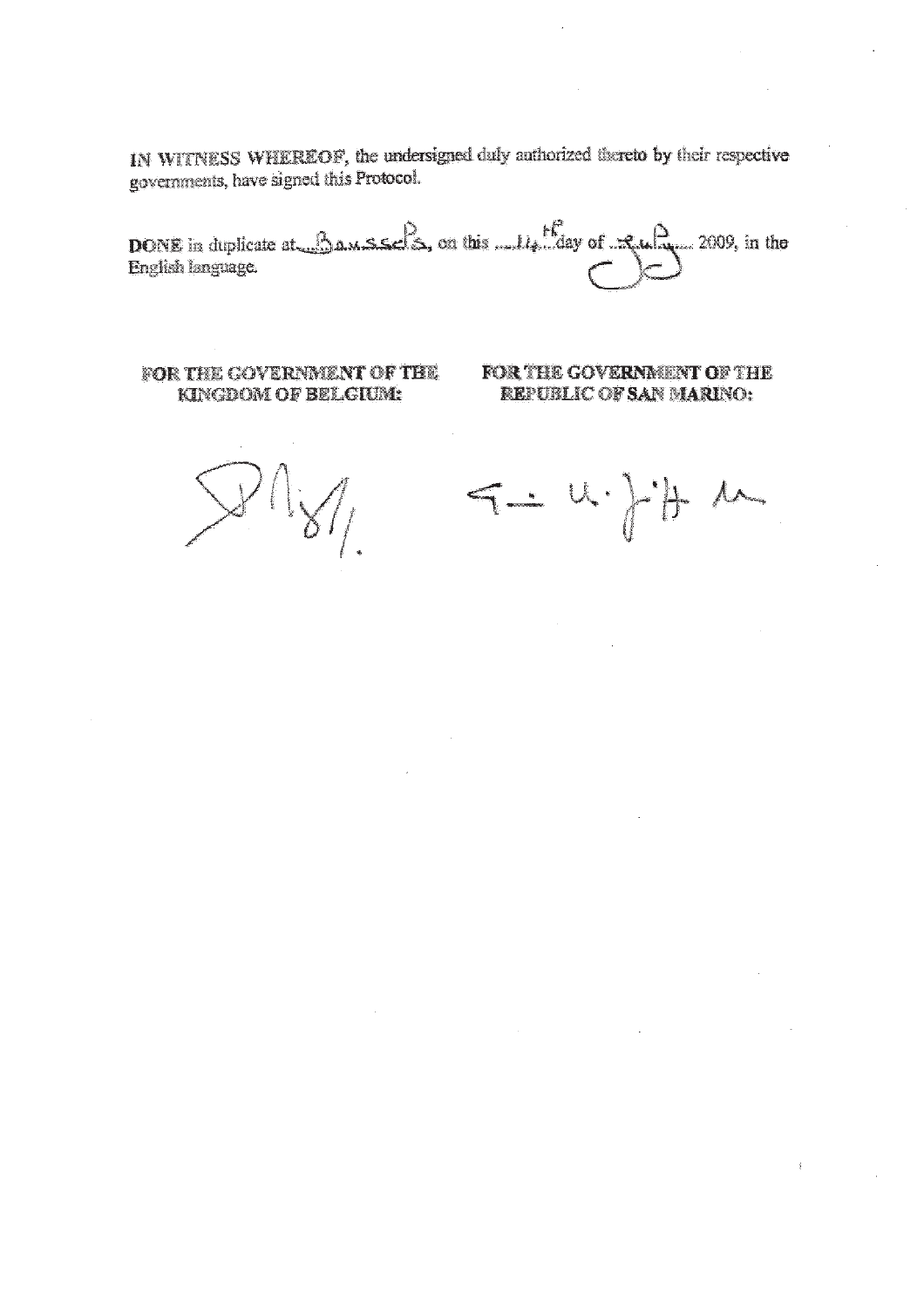**IN WITNESS WHEREOF**, the undersigned duly authorized thereto by their respective governments, have signed this Protocol.

**DONE** in duplicate at Brussels, on this 14th day of July 2009, in the English language.

| | |
|---|---|
| **FOR THE GOVERNMENT OF THE KINGDOM OF BELGIUM:** | **FOR THE GOVERNMENT OF THE REPUBLIC OF SAN MARINO:** |